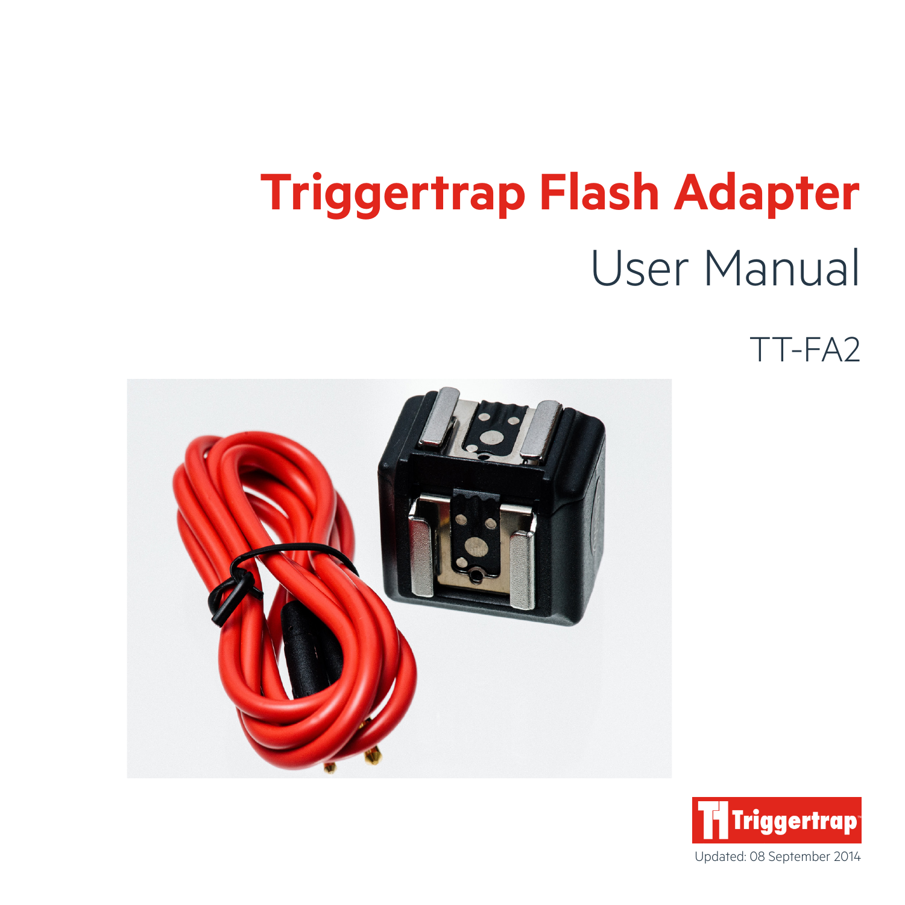# Triggertrap Flash Adapter

## User Manual

TT-FA2

Triggertrap

Updated: 08 September 2014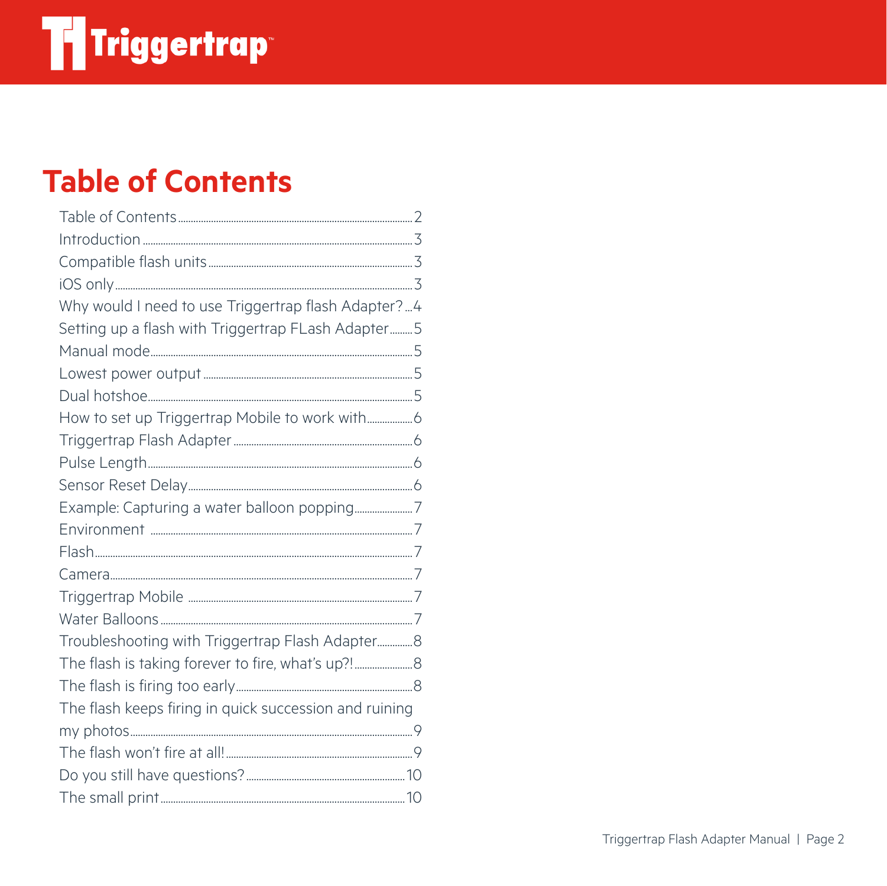# Table of Contents

Table of Contents........2
Introduction........3
Compatible flash units........3
iOS only........3
Why would I need to use Triggertrap flash Adapter?....4
Setting up a flash with Triggertrap FLash Adapter........5
Manual mode........5
Lowest power output........5
Dual hotshoe........5
How to set up Triggertrap Mobile to work with........6
Triggertrap Flash Adapter........6
Pulse Length........6
Sensor Reset Delay........6
Example: Capturing a water balloon popping........7
Environment........7
Flash........7
Camera........7
Triggertrap Mobile........7
Water Balloons........7
Troubleshooting with Triggertrap Flash Adapter........8
The flash is taking forever to fire, what's up?!........8
The flash is firing too early........8
The flash keeps firing in quick succession and ruining my photos........9
The flash won't fire at all!........9
Do you still have questions?........10
The small print........10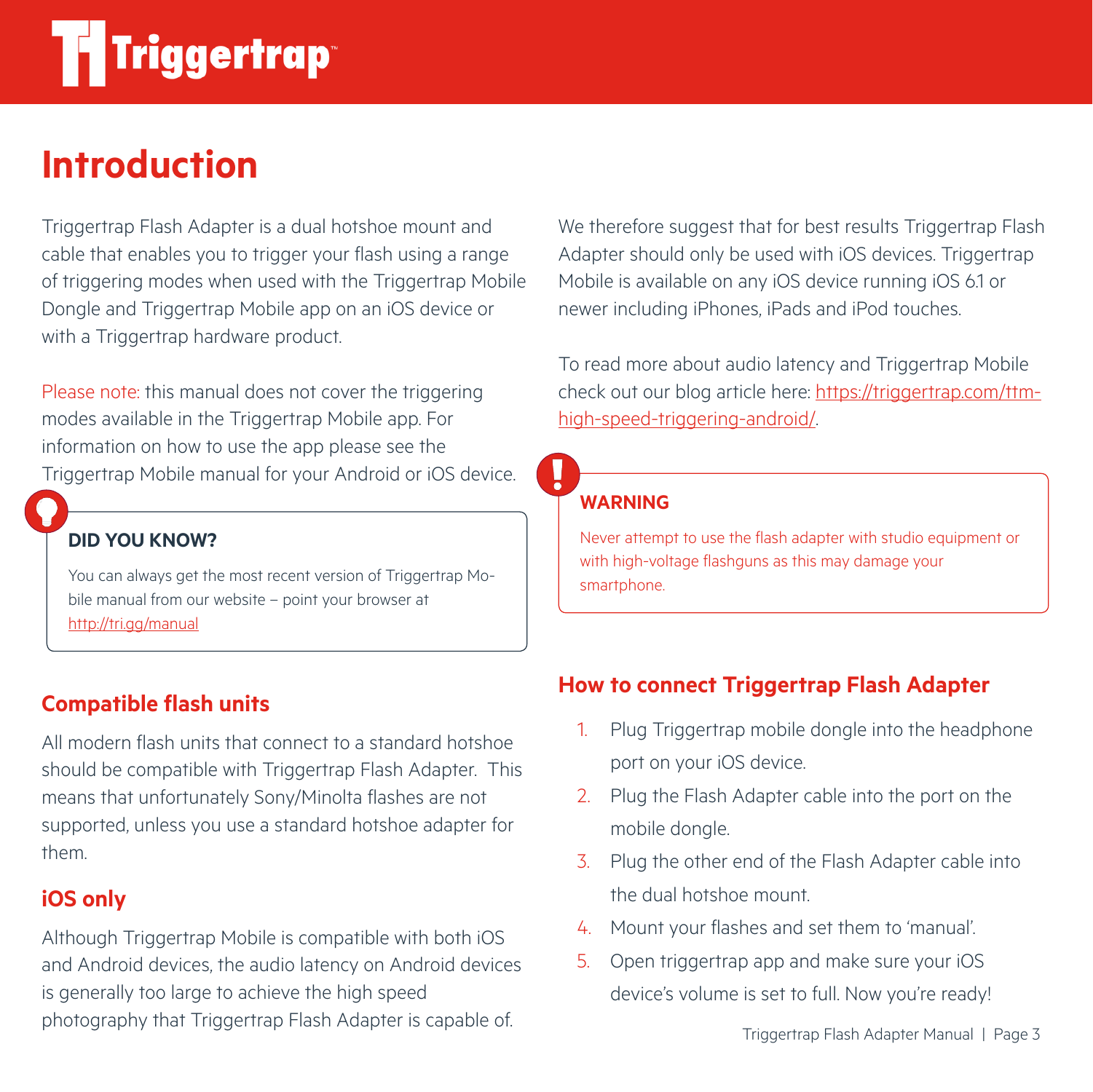# Introduction

Triggertrap Flash Adapter is a dual hotshoe mount and cable that enables you to trigger your flash using a range of triggering modes when used with the Triggertrap Mobile Dongle and Triggertrap Mobile app on an iOS device or with a Triggertrap hardware product.

Please note: this manual does not cover the triggering modes available in the Triggertrap Mobile app. For information on how to use the app please see the Triggertrap Mobile manual for your Android or iOS device.

> **DID YOU KNOW?**
>
> You can always get the most recent version of Triggertrap Mobile manual from our website – point your browser at http://tri.gg/manual

## Compatible flash units

All modern flash units that connect to a standard hotshoe should be compatible with Triggertrap Flash Adapter. This means that unfortunately Sony/Minolta flashes are not supported, unless you use a standard hotshoe adapter for them.

## iOS only

Although Triggertrap Mobile is compatible with both iOS and Android devices, the audio latency on Android devices is generally too large to achieve the high speed photography that Triggertrap Flash Adapter is capable of.

We therefore suggest that for best results Triggertrap Flash Adapter should only be used with iOS devices. Triggertrap Mobile is available on any iOS device running iOS 6.1 or newer including iPhones, iPads and iPod touches.

To read more about audio latency and Triggertrap Mobile check out our blog article here: https://triggertrap.com/ttm-high-speed-triggering-android/.

> **WARNING**
>
> Never attempt to use the flash adapter with studio equipment or with high-voltage flashguns as this may damage your smartphone.

## How to connect Triggertrap Flash Adapter

1. Plug Triggertrap mobile dongle into the headphone port on your iOS device.
2. Plug the Flash Adapter cable into the port on the mobile dongle.
3. Plug the other end of the Flash Adapter cable into the dual hotshoe mount.
4. Mount your flashes and set them to 'manual'.
5. Open triggertrap app and make sure your iOS device's volume is set to full. Now you're ready!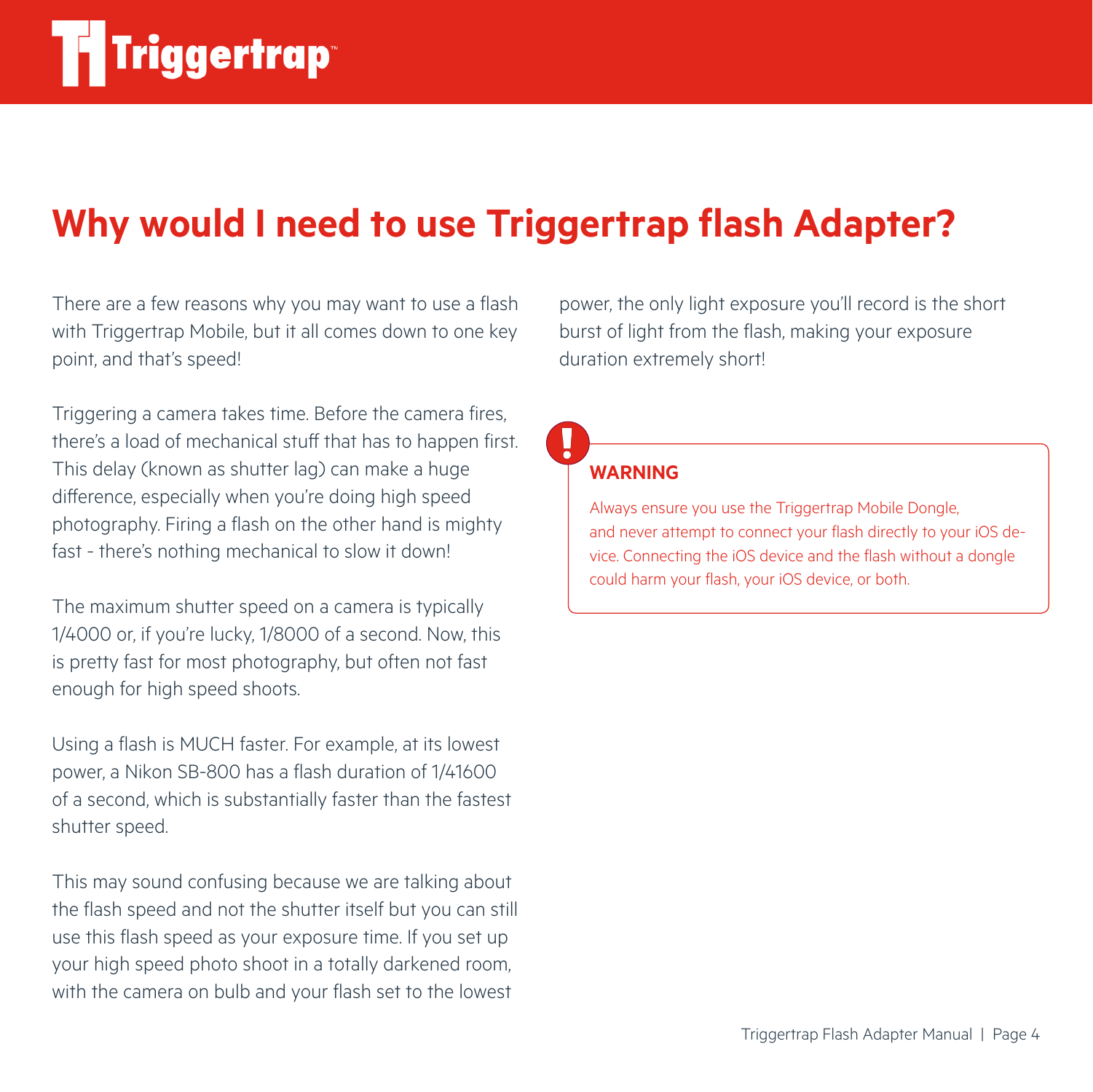# Why would I need to use Triggertrap flash Adapter?

There are a few reasons why you may want to use a flash with Triggertrap Mobile, but it all comes down to one key point, and that's speed!

Triggering a camera takes time. Before the camera fires, there's a load of mechanical stuff that has to happen first. This delay (known as shutter lag) can make a huge difference, especially when you're doing high speed photography. Firing a flash on the other hand is mighty fast - there's nothing mechanical to slow it down!

The maximum shutter speed on a camera is typically 1/4000 or, if you're lucky, 1/8000 of a second. Now, this is pretty fast for most photography, but often not fast enough for high speed shoots.

Using a flash is MUCH faster. For example, at its lowest power, a Nikon SB-800 has a flash duration of 1/41600 of a second, which is substantially faster than the fastest shutter speed.

This may sound confusing because we are talking about the flash speed and not the shutter itself but you can still use this flash speed as your exposure time. If you set up your high speed photo shoot in a totally darkened room, with the camera on bulb and your flash set to the lowest power, the only light exposure you'll record is the short burst of light from the flash, making your exposure duration extremely short!

**WARNING**

Always ensure you use the Triggertrap Mobile Dongle, and never attempt to connect your flash directly to your iOS device. Connecting the iOS device and the flash without a dongle could harm your flash, your iOS device, or both.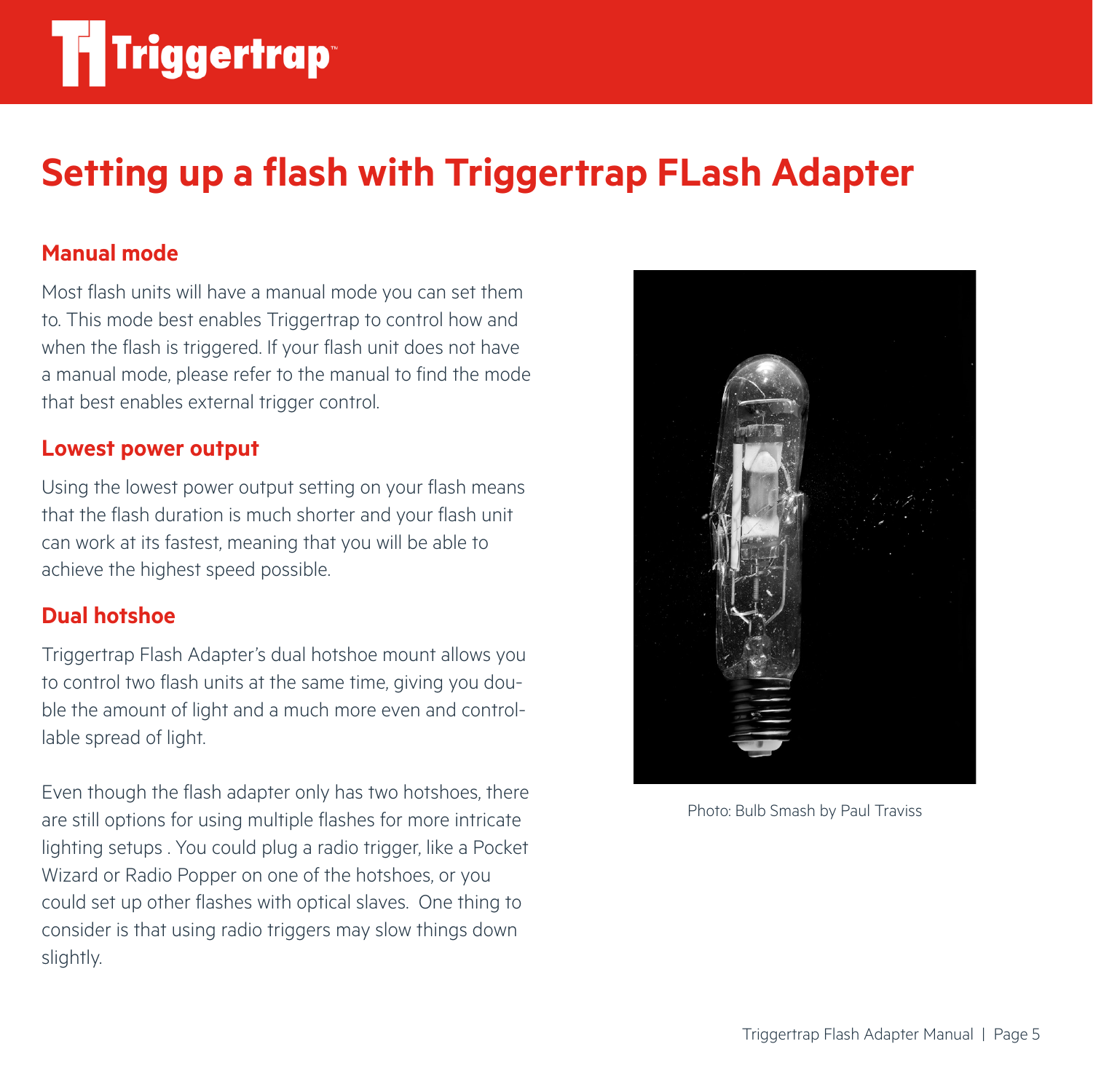# Setting up a flash with Triggertrap FLash Adapter

## Manual mode

Most flash units will have a manual mode you can set them to. This mode best enables Triggertrap to control how and when the flash is triggered. If your flash unit does not have a manual mode, please refer to the manual to find the mode that best enables external trigger control.

## Lowest power output

Using the lowest power output setting on your flash means that the flash duration is much shorter and your flash unit can work at its fastest, meaning that you will be able to achieve the highest speed possible.

## Dual hotshoe

Triggertrap Flash Adapter's dual hotshoe mount allows you to control two flash units at the same time, giving you double the amount of light and a much more even and controllable spread of light.

Even though the flash adapter only has two hotshoes, there are still options for using multiple flashes for more intricate lighting setups . You could plug a radio trigger, like a Pocket Wizard or Radio Popper on one of the hotshoes, or you could set up other flashes with optical slaves. One thing to consider is that using radio triggers may slow things down slightly.

Photo: Bulb Smash by Paul Traviss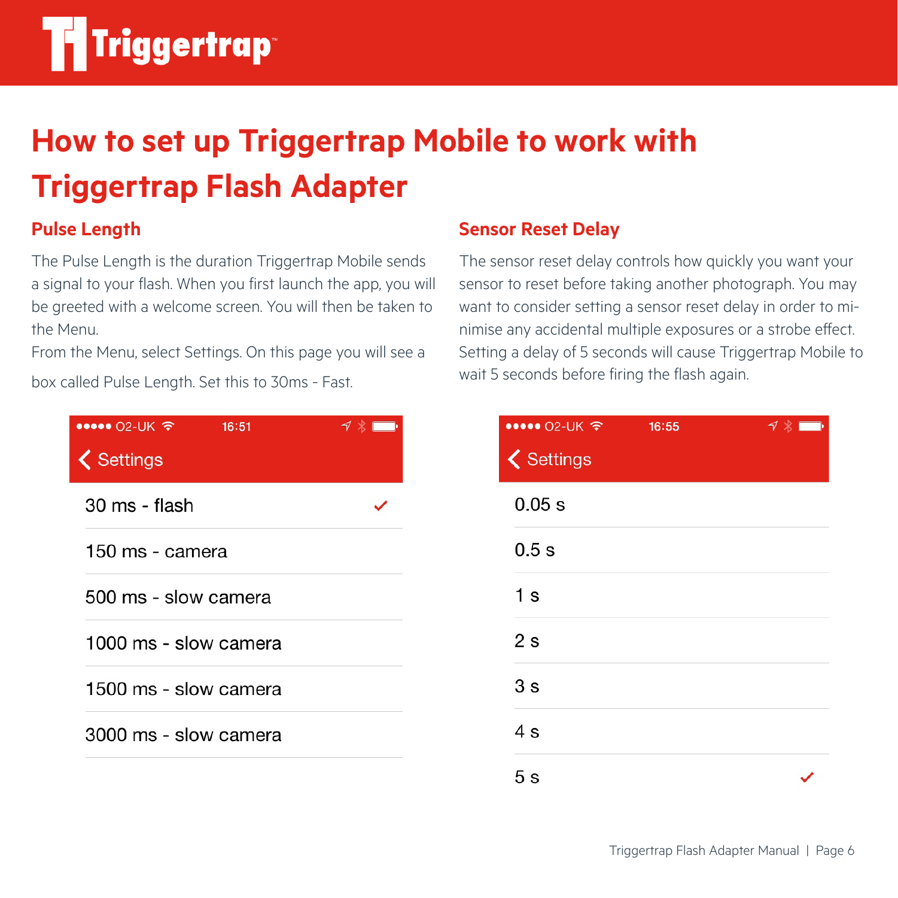# How to set up Triggertrap Mobile to work with Triggertrap Flash Adapter

## Pulse Length

The Pulse Length is the duration Triggertrap Mobile sends a signal to your flash. When you first launch the app, you will be greeted with a welcome screen. You will then be taken to the Menu.

From the Menu, select Settings. On this page you will see a box called Pulse Length. Set this to 30ms - Fast.

Settings

- 30 ms - flash ✓
- 150 ms - camera
- 500 ms - slow camera
- 1000 ms - slow camera
- 1500 ms - slow camera
- 3000 ms - slow camera

## Sensor Reset Delay

The sensor reset delay controls how quickly you want your sensor to reset before taking another photograph. You may want to consider setting a sensor reset delay in order to minimise any accidental multiple exposures or a strobe effect. Setting a delay of 5 seconds will cause Triggertrap Mobile to wait 5 seconds before firing the flash again.

Settings

- 0.05 s
- 0.5 s
- 1 s
- 2 s
- 3 s
- 4 s
- 5 s ✓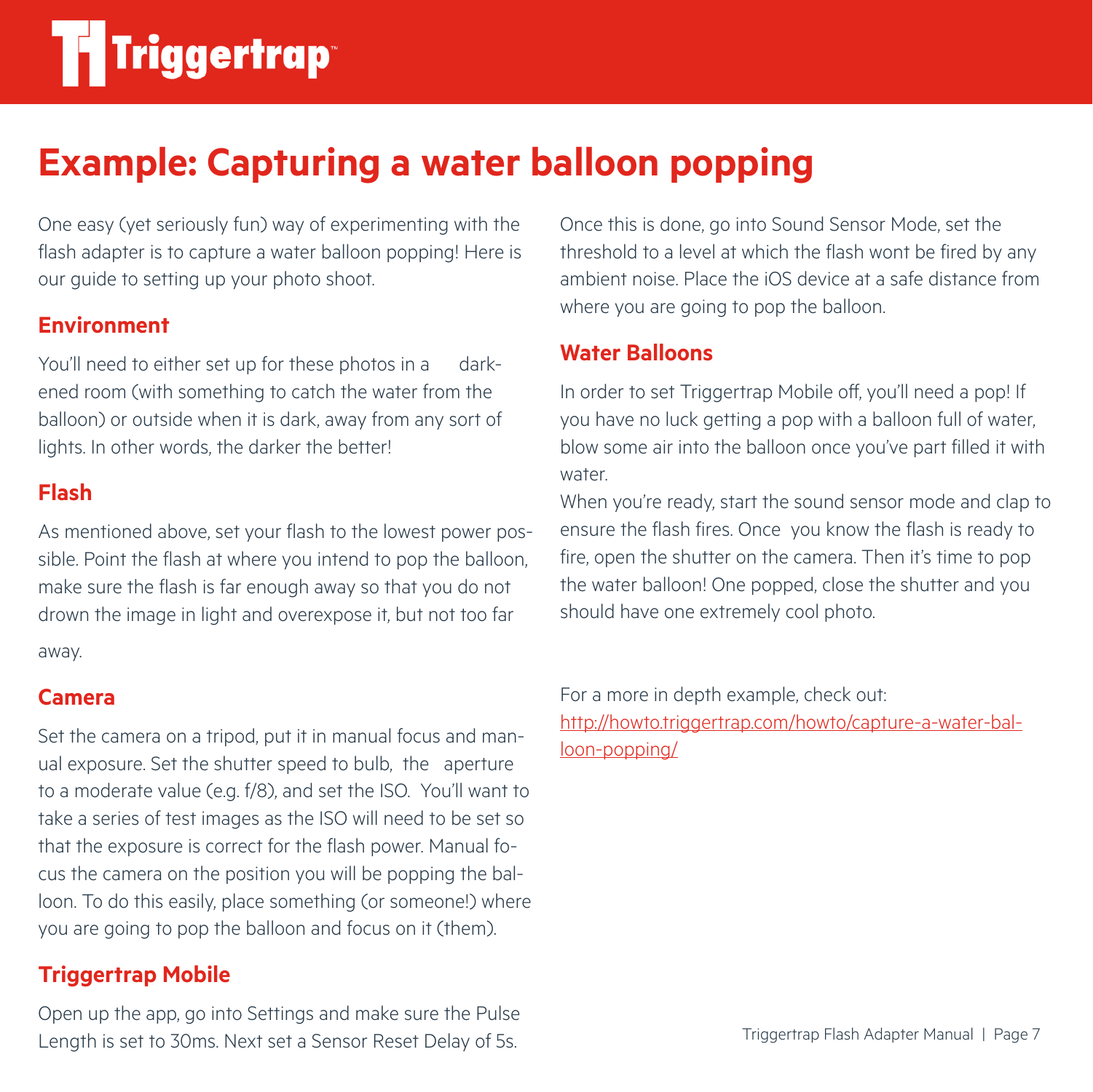# Example: Capturing a water balloon popping

One easy (yet seriously fun) way of experimenting with the flash adapter is to capture a water balloon popping! Here is our guide to setting up your photo shoot.

## Environment

You'll need to either set up for these photos in a darkened room (with something to catch the water from the balloon) or outside when it is dark, away from any sort of lights. In other words, the darker the better!

## Flash

As mentioned above, set your flash to the lowest power possible. Point the flash at where you intend to pop the balloon, make sure the flash is far enough away so that you do not drown the image in light and overexpose it, but not too far away.

## Camera

Set the camera on a tripod, put it in manual focus and manual exposure. Set the shutter speed to bulb, the aperture to a moderate value (e.g. f/8), and set the ISO. You'll want to take a series of test images as the ISO will need to be set so that the exposure is correct for the flash power. Manual focus the camera on the position you will be popping the balloon. To do this easily, place something (or someone!) where you are going to pop the balloon and focus on it (them).

## Triggertrap Mobile

Open up the app, go into Settings and make sure the Pulse Length is set to 30ms. Next set a Sensor Reset Delay of 5s. Once this is done, go into Sound Sensor Mode, set the threshold to a level at which the flash wont be fired by any ambient noise. Place the iOS device at a safe distance from where you are going to pop the balloon.

## Water Balloons

In order to set Triggertrap Mobile off, you'll need a pop! If you have no luck getting a pop with a balloon full of water, blow some air into the balloon once you've part filled it with water.

When you're ready, start the sound sensor mode and clap to ensure the flash fires. Once you know the flash is ready to fire, open the shutter on the camera. Then it's time to pop the water balloon! One popped, close the shutter and you should have one extremely cool photo.

For a more in depth example, check out:
[http://howto.triggertrap.com/howto/capture-a-water-balloon-popping/](http://howto.triggertrap.com/howto/capture-a-water-balloon-popping/)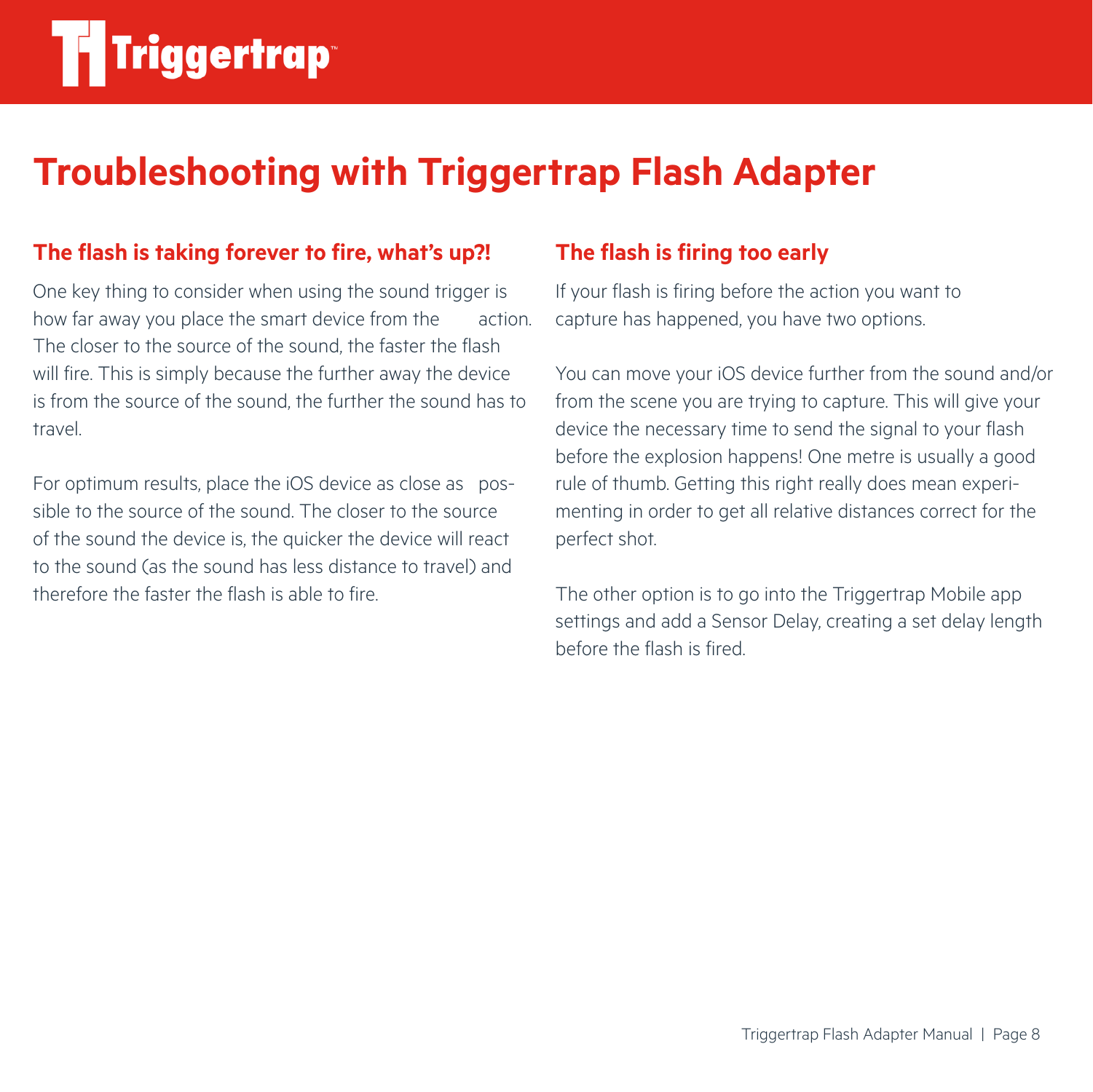# Troubleshooting with Triggertrap Flash Adapter

## The flash is taking forever to fire, what's up?!

One key thing to consider when using the sound trigger is how far away you place the smart device from the action. The closer to the source of the sound, the faster the flash will fire. This is simply because the further away the device is from the source of the sound, the further the sound has to travel.

For optimum results, place the iOS device as close as possible to the source of the sound. The closer to the source of the sound the device is, the quicker the device will react to the sound (as the sound has less distance to travel) and therefore the faster the flash is able to fire.

## The flash is firing too early

If your flash is firing before the action you want to capture has happened, you have two options.

You can move your iOS device further from the sound and/or from the scene you are trying to capture. This will give your device the necessary time to send the signal to your flash before the explosion happens! One metre is usually a good rule of thumb. Getting this right really does mean experimenting in order to get all relative distances correct for the perfect shot.

The other option is to go into the Triggertrap Mobile app settings and add a Sensor Delay, creating a set delay length before the flash is fired.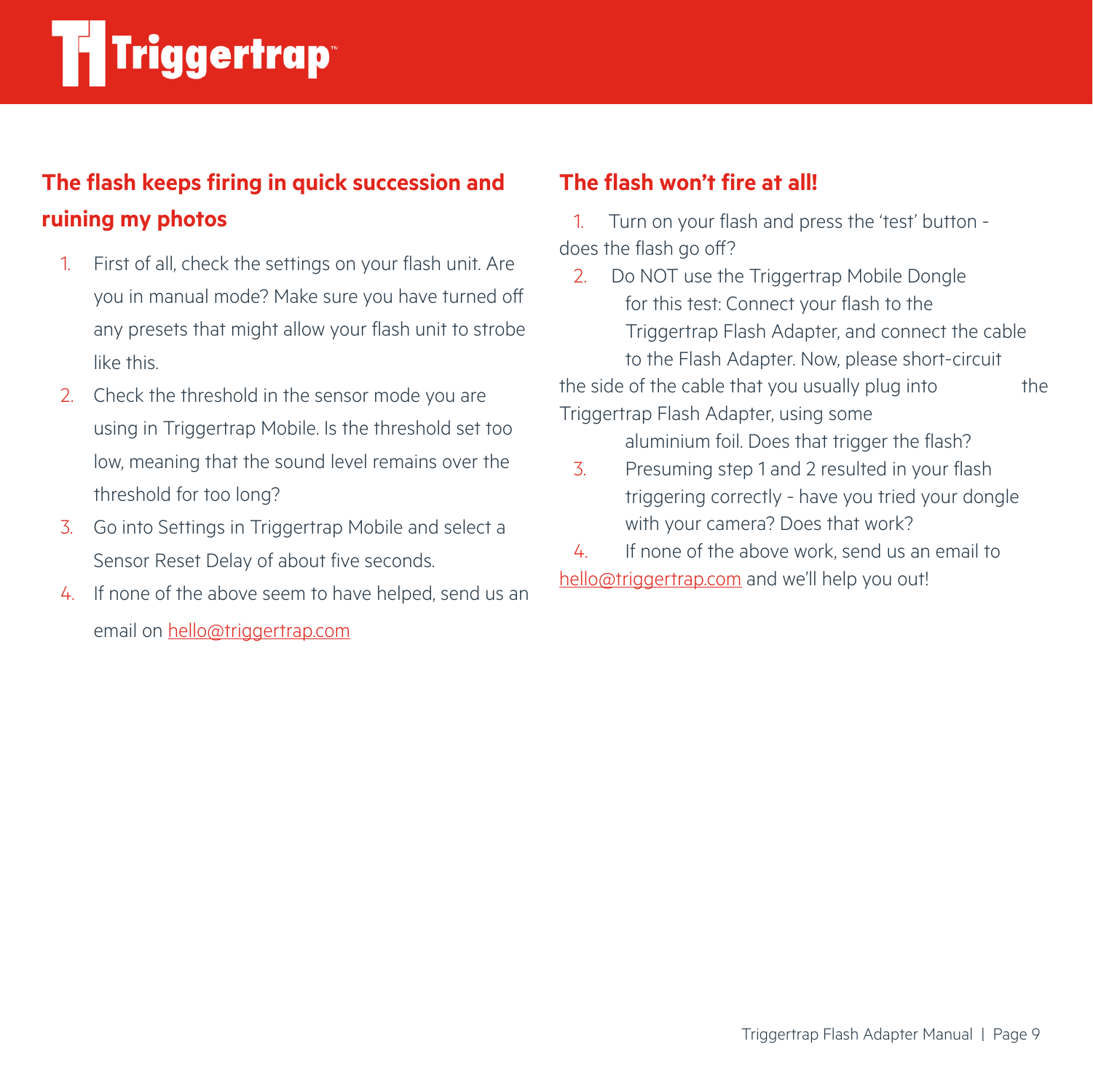## The flash keeps firing in quick succession and ruining my photos

1. First of all, check the settings on your flash unit. Are you in manual mode? Make sure you have turned off any presets that might allow your flash unit to strobe like this.
2. Check the threshold in the sensor mode you are using in Triggertrap Mobile. Is the threshold set too low, meaning that the sound level remains over the threshold for too long?
3. Go into Settings in Triggertrap Mobile and select a Sensor Reset Delay of about five seconds.
4. If none of the above seem to have helped, send us an email on hello@triggertrap.com

## The flash won't fire at all!

1. Turn on your flash and press the 'test' button - does the flash go off?
2. Do NOT use the Triggertrap Mobile Dongle for this test: Connect your flash to the Triggertrap Flash Adapter, and connect the cable to the Flash Adapter. Now, please short-circuit the side of the cable that you usually plug into the Triggertrap Flash Adapter, using some aluminium foil. Does that trigger the flash?
3. Presuming step 1 and 2 resulted in your flash triggering correctly - have you tried your dongle with your camera? Does that work?
4. If none of the above work, send us an email to hello@triggertrap.com and we'll help you out!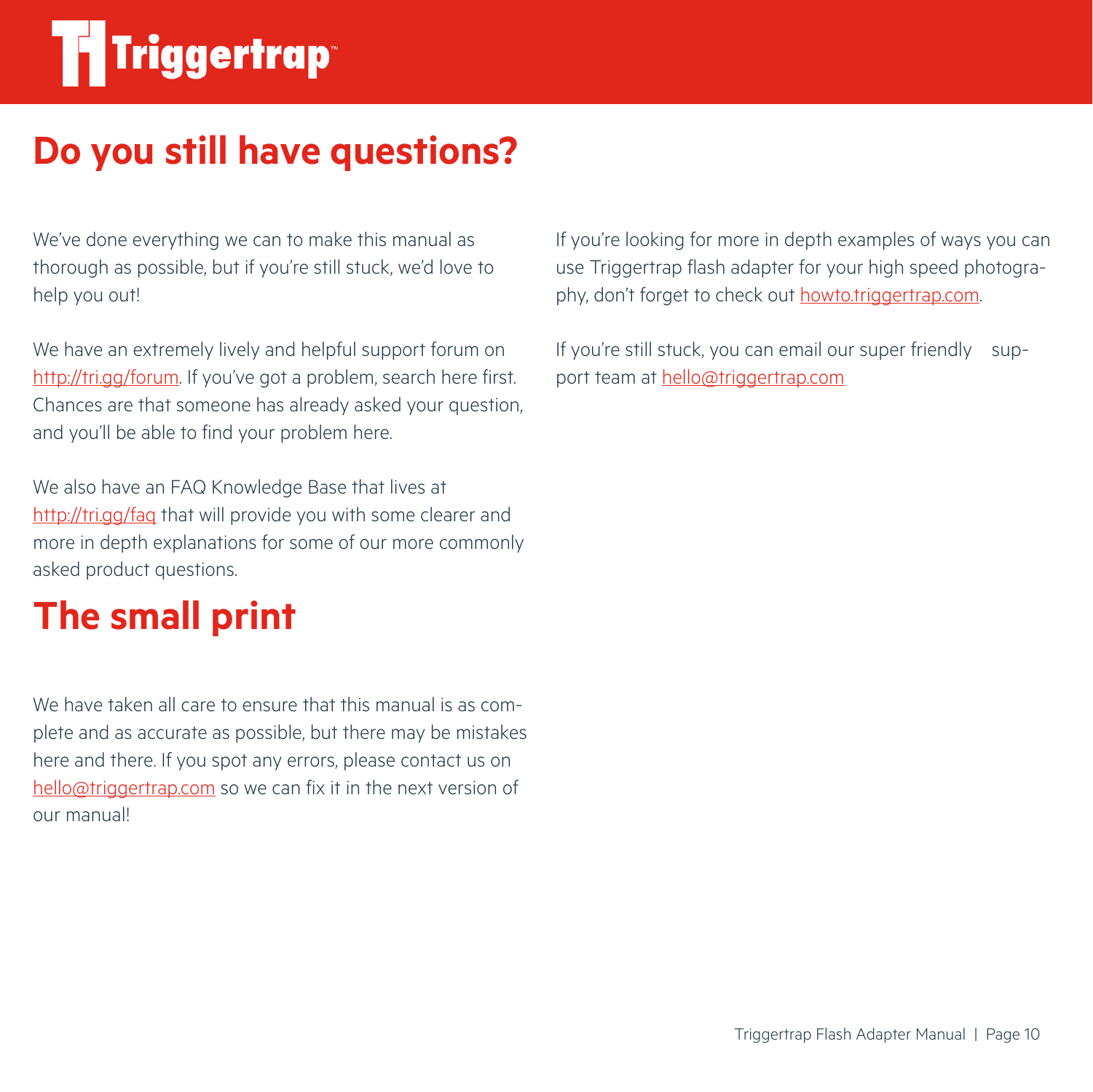## Do you still have questions?

We've done everything we can to make this manual as thorough as possible, but if you're still stuck, we'd love to help you out!

We have an extremely lively and helpful support forum on http://tri.gg/forum. If you've got a problem, search here first. Chances are that someone has already asked your question, and you'll be able to find your problem here.

We also have an FAQ Knowledge Base that lives at http://tri.gg/faq that will provide you with some clearer and more in depth explanations for some of our more commonly asked product questions.

If you're looking for more in depth examples of ways you can use Triggertrap flash adapter for your high speed photography, don't forget to check out howto.triggertrap.com.

If you're still stuck, you can email our super friendly support team at hello@triggertrap.com

## The small print

We have taken all care to ensure that this manual is as complete and as accurate as possible, but there may be mistakes here and there. If you spot any errors, please contact us on hello@triggertrap.com so we can fix it in the next version of our manual!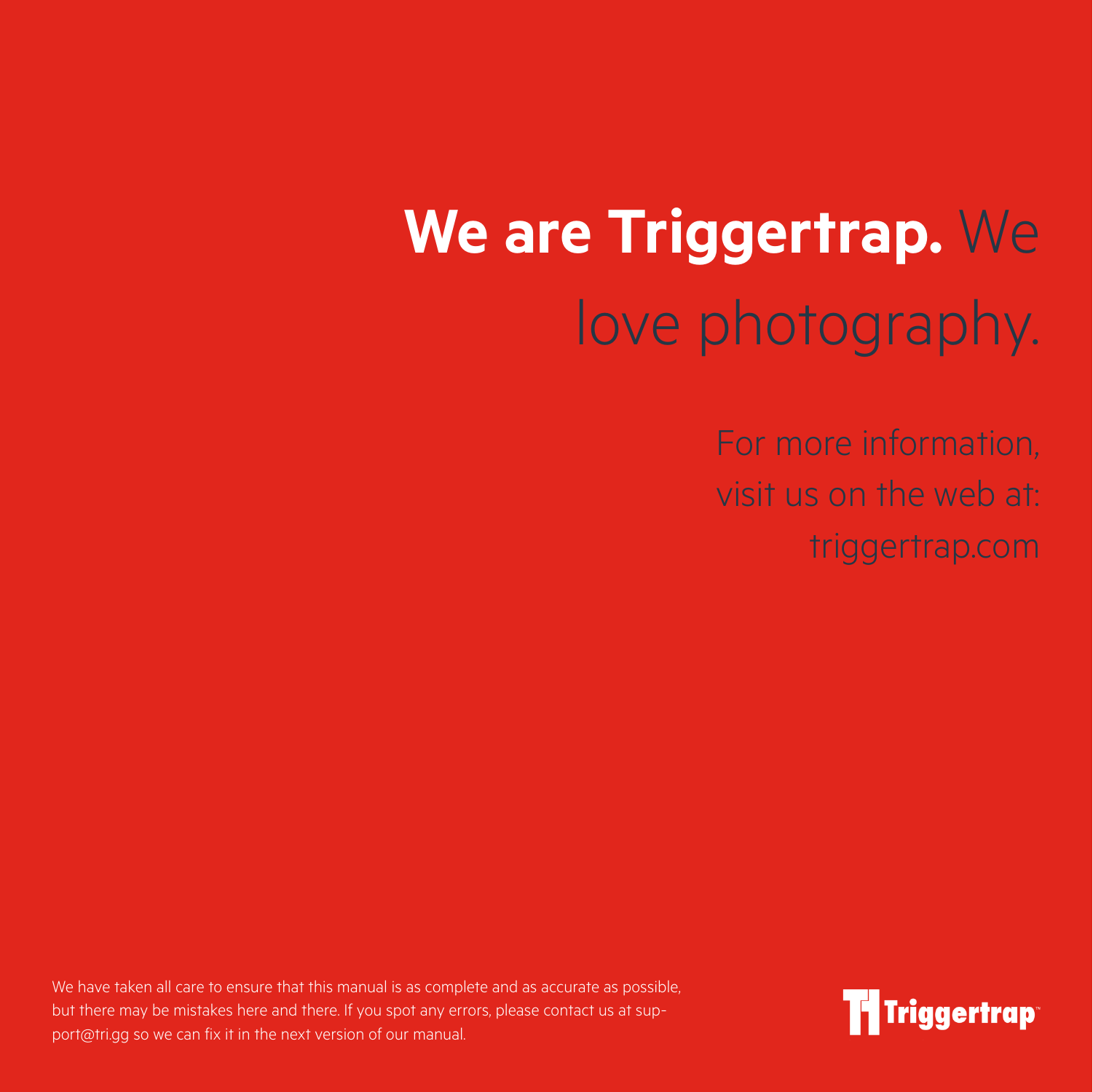**We are Triggertrap.** We love photography.

For more information, visit us on the web at: triggertrap.com

We have taken all care to ensure that this manual is as complete and as accurate as possible, but there may be mistakes here and there. If you spot any errors, please contact us at support@tri.gg so we can fix it in the next version of our manual.

Triggertrap™